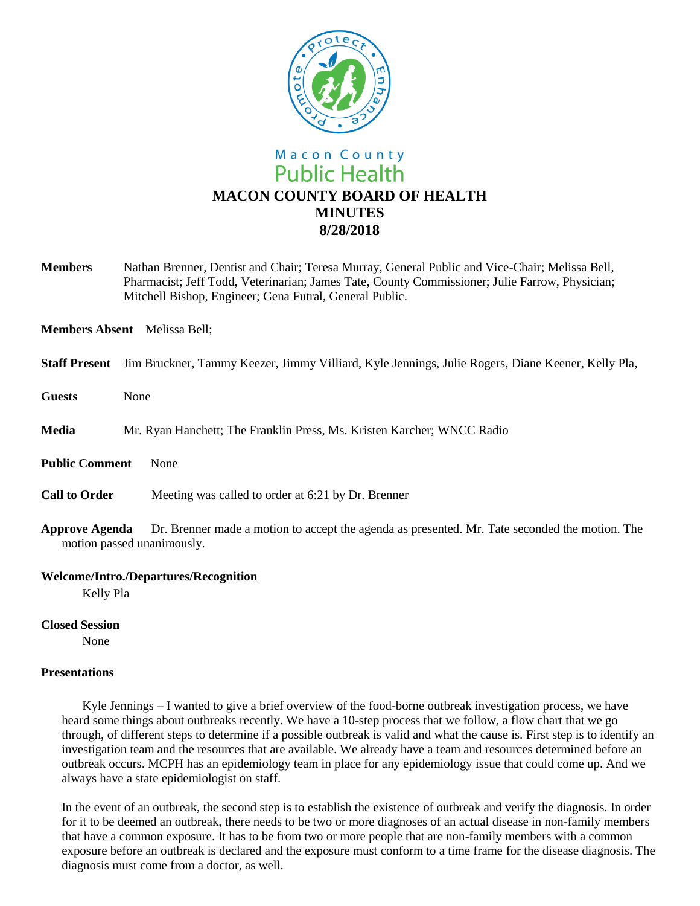Macon County
Public Health

# MACON COUNTY BOARD OF HEALTH
# MINUTES
# 8/28/2018

**Members** Nathan Brenner, Dentist and Chair; Teresa Murray, General Public and Vice-Chair; Melissa Bell, Pharmacist; Jeff Todd, Veterinarian; James Tate, County Commissioner; Julie Farrow, Physician; Mitchell Bishop, Engineer; Gena Futral, General Public.

**Members Absent** Melissa Bell;

**Staff Present** Jim Bruckner, Tammy Keezer, Jimmy Villiard, Kyle Jennings, Julie Rogers, Diane Keener, Kelly Pla,

**Guests** None

**Media** Mr. Ryan Hanchett; The Franklin Press, Ms. Kristen Karcher; WNCC Radio

**Public Comment** None

**Call to Order** Meeting was called to order at 6:21 by Dr. Brenner

**Approve Agenda** Dr. Brenner made a motion to accept the agenda as presented. Mr. Tate seconded the motion. The motion passed unanimously.

**Welcome/Intro./Departures/Recognition**

Kelly Pla

**Closed Session**

None

**Presentations**

Kyle Jennings – I wanted to give a brief overview of the food-borne outbreak investigation process, we have heard some things about outbreaks recently. We have a 10-step process that we follow, a flow chart that we go through, of different steps to determine if a possible outbreak is valid and what the cause is. First step is to identify an investigation team and the resources that are available. We already have a team and resources determined before an outbreak occurs. MCPH has an epidemiology team in place for any epidemiology issue that could come up. And we always have a state epidemiologist on staff.

In the event of an outbreak, the second step is to establish the existence of outbreak and verify the diagnosis. In order for it to be deemed an outbreak, there needs to be two or more diagnoses of an actual disease in non-family members that have a common exposure. It has to be from two or more people that are non-family members with a common exposure before an outbreak is declared and the exposure must conform to a time frame for the disease diagnosis. The diagnosis must come from a doctor, as well.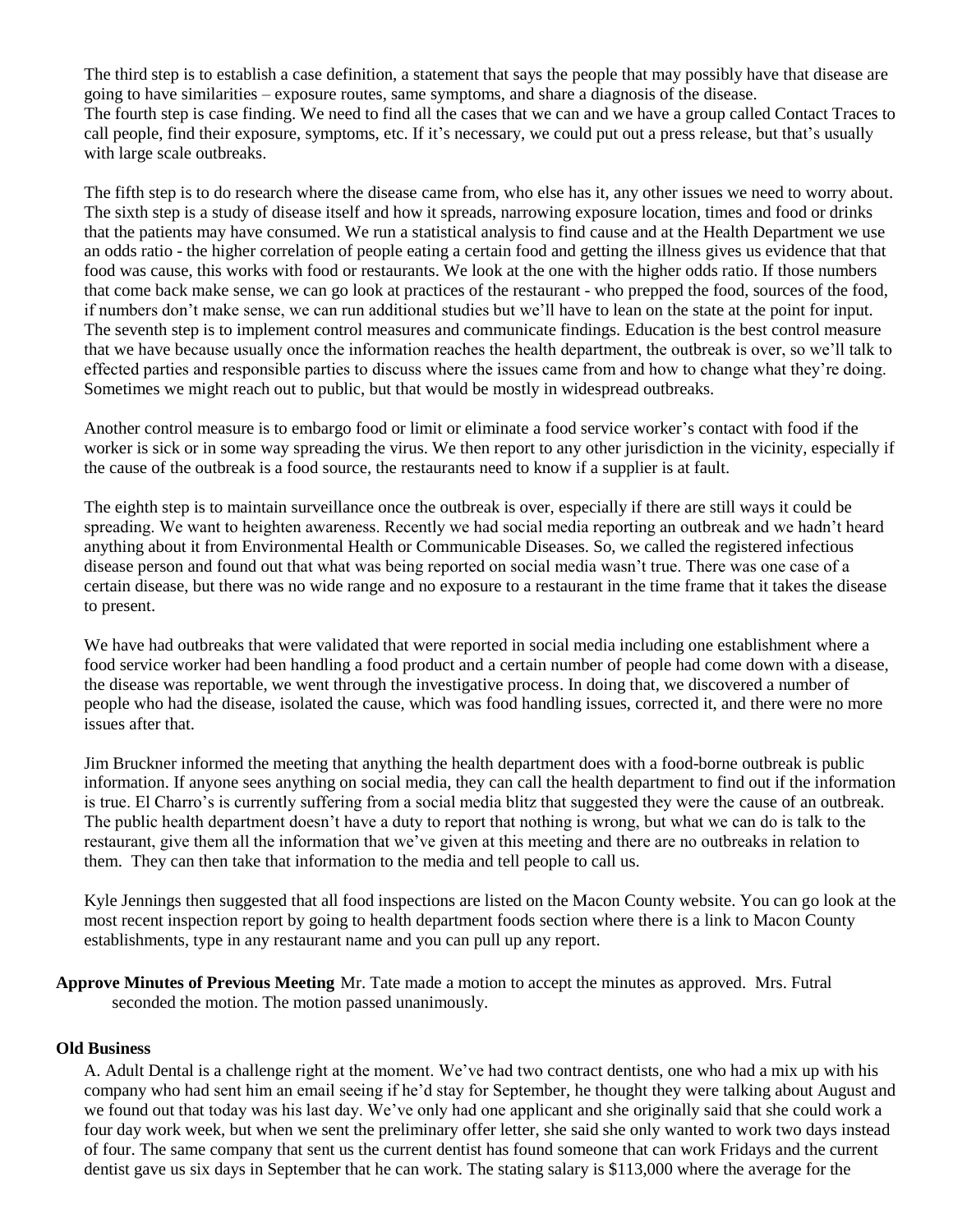The third step is to establish a case definition, a statement that says the people that may possibly have that disease are going to have similarities – exposure routes, same symptoms, and share a diagnosis of the disease.
The fourth step is case finding. We need to find all the cases that we can and we have a group called Contact Traces to call people, find their exposure, symptoms, etc. If it's necessary, we could put out a press release, but that's usually with large scale outbreaks.

The fifth step is to do research where the disease came from, who else has it, any other issues we need to worry about.
The sixth step is a study of disease itself and how it spreads, narrowing exposure location, times and food or drinks that the patients may have consumed. We run a statistical analysis to find cause and at the Health Department we use an odds ratio - the higher correlation of people eating a certain food and getting the illness gives us evidence that that food was cause, this works with food or restaurants. We look at the one with the higher odds ratio. If those numbers that come back make sense, we can go look at practices of the restaurant - who prepped the food, sources of the food, if numbers don't make sense, we can run additional studies but we'll have to lean on the state at the point for input.
The seventh step is to implement control measures and communicate findings. Education is the best control measure that we have because usually once the information reaches the health department, the outbreak is over, so we'll talk to effected parties and responsible parties to discuss where the issues came from and how to change what they're doing. Sometimes we might reach out to public, but that would be mostly in widespread outbreaks.

Another control measure is to embargo food or limit or eliminate a food service worker's contact with food if the worker is sick or in some way spreading the virus. We then report to any other jurisdiction in the vicinity, especially if the cause of the outbreak is a food source, the restaurants need to know if a supplier is at fault.

The eighth step is to maintain surveillance once the outbreak is over, especially if there are still ways it could be spreading. We want to heighten awareness. Recently we had social media reporting an outbreak and we hadn't heard anything about it from Environmental Health or Communicable Diseases. So, we called the registered infectious disease person and found out that what was being reported on social media wasn't true. There was one case of a certain disease, but there was no wide range and no exposure to a restaurant in the time frame that it takes the disease to present.

We have had outbreaks that were validated that were reported in social media including one establishment where a food service worker had been handling a food product and a certain number of people had come down with a disease, the disease was reportable, we went through the investigative process. In doing that, we discovered a number of people who had the disease, isolated the cause, which was food handling issues, corrected it, and there were no more issues after that.

Jim Bruckner informed the meeting that anything the health department does with a food-borne outbreak is public information. If anyone sees anything on social media, they can call the health department to find out if the information is true. El Charro's is currently suffering from a social media blitz that suggested they were the cause of an outbreak. The public health department doesn't have a duty to report that nothing is wrong, but what we can do is talk to the restaurant, give them all the information that we've given at this meeting and there are no outbreaks in relation to them. They can then take that information to the media and tell people to call us.

Kyle Jennings then suggested that all food inspections are listed on the Macon County website. You can go look at the most recent inspection report by going to health department foods section where there is a link to Macon County establishments, type in any restaurant name and you can pull up any report.

**Approve Minutes of Previous Meeting** Mr. Tate made a motion to accept the minutes as approved. Mrs. Futral seconded the motion. The motion passed unanimously.

**Old Business**

A. Adult Dental is a challenge right at the moment. We've had two contract dentists, one who had a mix up with his company who had sent him an email seeing if he'd stay for September, he thought they were talking about August and we found out that today was his last day. We've only had one applicant and she originally said that she could work a four day work week, but when we sent the preliminary offer letter, she said she only wanted to work two days instead of four. The same company that sent us the current dentist has found someone that can work Fridays and the current dentist gave us six days in September that he can work. The stating salary is $113,000 where the average for the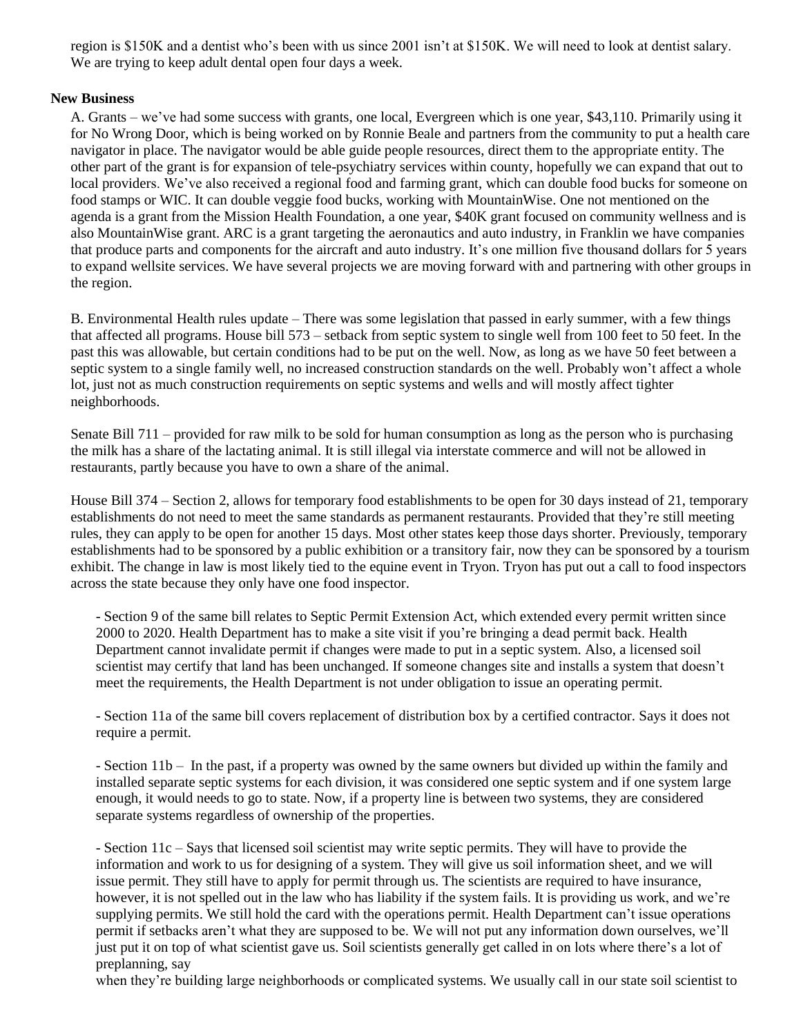region is $150K and a dentist who's been with us since 2001 isn't at $150K. We will need to look at dentist salary. We are trying to keep adult dental open four days a week.

**New Business**

A. Grants – we've had some success with grants, one local, Evergreen which is one year, $43,110. Primarily using it for No Wrong Door, which is being worked on by Ronnie Beale and partners from the community to put a health care navigator in place. The navigator would be able guide people resources, direct them to the appropriate entity. The other part of the grant is for expansion of tele-psychiatry services within county, hopefully we can expand that out to local providers. We've also received a regional food and farming grant, which can double food bucks for someone on food stamps or WIC. It can double veggie food bucks, working with MountainWise. One not mentioned on the agenda is a grant from the Mission Health Foundation, a one year, $40K grant focused on community wellness and is also MountainWise grant. ARC is a grant targeting the aeronautics and auto industry, in Franklin we have companies that produce parts and components for the aircraft and auto industry. It's one million five thousand dollars for 5 years to expand wellsite services. We have several projects we are moving forward with and partnering with other groups in the region.

B. Environmental Health rules update – There was some legislation that passed in early summer, with a few things that affected all programs. House bill 573 – setback from septic system to single well from 100 feet to 50 feet. In the past this was allowable, but certain conditions had to be put on the well. Now, as long as we have 50 feet between a septic system to a single family well, no increased construction standards on the well. Probably won't affect a whole lot, just not as much construction requirements on septic systems and wells and will mostly affect tighter neighborhoods.

Senate Bill 711 – provided for raw milk to be sold for human consumption as long as the person who is purchasing the milk has a share of the lactating animal. It is still illegal via interstate commerce and will not be allowed in restaurants, partly because you have to own a share of the animal.

House Bill 374 – Section 2, allows for temporary food establishments to be open for 30 days instead of 21, temporary establishments do not need to meet the same standards as permanent restaurants. Provided that they're still meeting rules, they can apply to be open for another 15 days. Most other states keep those days shorter. Previously, temporary establishments had to be sponsored by a public exhibition or a transitory fair, now they can be sponsored by a tourism exhibit. The change in law is most likely tied to the equine event in Tryon. Tryon has put out a call to food inspectors across the state because they only have one food inspector.

- Section 9 of the same bill relates to Septic Permit Extension Act, which extended every permit written since 2000 to 2020. Health Department has to make a site visit if you're bringing a dead permit back. Health Department cannot invalidate permit if changes were made to put in a septic system. Also, a licensed soil scientist may certify that land has been unchanged. If someone changes site and installs a system that doesn't meet the requirements, the Health Department is not under obligation to issue an operating permit.

- Section 11a of the same bill covers replacement of distribution box by a certified contractor. Says it does not require a permit.

- Section 11b – In the past, if a property was owned by the same owners but divided up within the family and installed separate septic systems for each division, it was considered one septic system and if one system large enough, it would needs to go to state. Now, if a property line is between two systems, they are considered separate systems regardless of ownership of the properties.

- Section 11c – Says that licensed soil scientist may write septic permits. They will have to provide the information and work to us for designing of a system. They will give us soil information sheet, and we will issue permit. They still have to apply for permit through us. The scientists are required to have insurance, however, it is not spelled out in the law who has liability if the system fails. It is providing us work, and we're supplying permits. We still hold the card with the operations permit. Health Department can't issue operations permit if setbacks aren't what they are supposed to be. We will not put any information down ourselves, we'll just put it on top of what scientist gave us. Soil scientists generally get called in on lots where there's a lot of preplanning, say when they're building large neighborhoods or complicated systems. We usually call in our state soil scientist to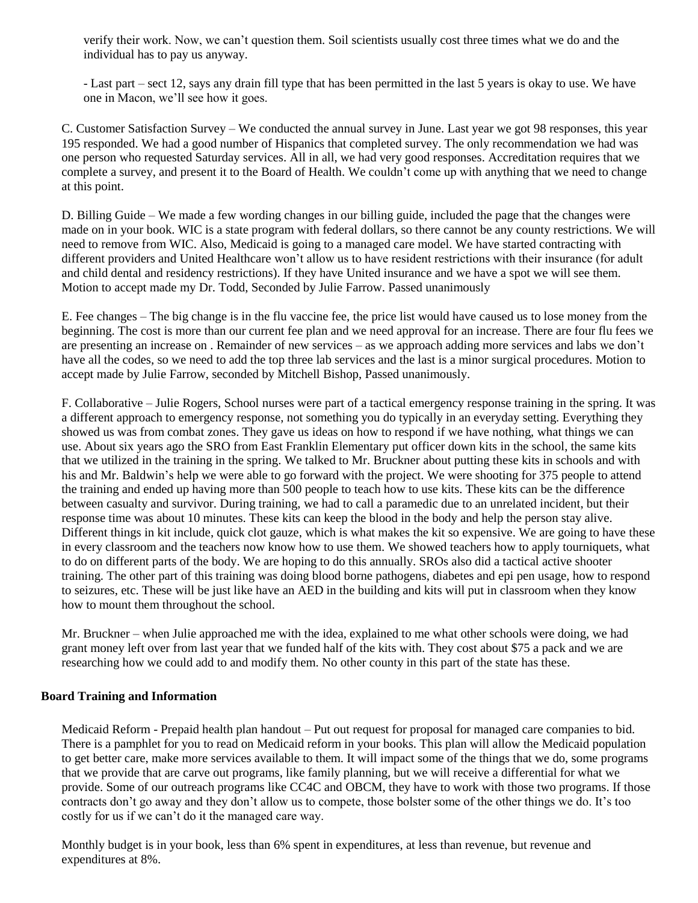verify their work. Now, we can't question them. Soil scientists usually cost three times what we do and the individual has to pay us anyway.

- Last part – sect 12, says any drain fill type that has been permitted in the last 5 years is okay to use. We have one in Macon, we'll see how it goes.

C. Customer Satisfaction Survey – We conducted the annual survey in June. Last year we got 98 responses, this year 195 responded. We had a good number of Hispanics that completed survey. The only recommendation we had was one person who requested Saturday services. All in all, we had very good responses. Accreditation requires that we complete a survey, and present it to the Board of Health. We couldn't come up with anything that we need to change at this point.

D. Billing Guide – We made a few wording changes in our billing guide, included the page that the changes were made on in your book. WIC is a state program with federal dollars, so there cannot be any county restrictions. We will need to remove from WIC. Also, Medicaid is going to a managed care model. We have started contracting with different providers and United Healthcare won't allow us to have resident restrictions with their insurance (for adult and child dental and residency restrictions). If they have United insurance and we have a spot we will see them. Motion to accept made my Dr. Todd, Seconded by Julie Farrow. Passed unanimously

E. Fee changes – The big change is in the flu vaccine fee, the price list would have caused us to lose money from the beginning. The cost is more than our current fee plan and we need approval for an increase. There are four flu fees we are presenting an increase on . Remainder of new services – as we approach adding more services and labs we don't have all the codes, so we need to add the top three lab services and the last is a minor surgical procedures. Motion to accept made by Julie Farrow, seconded by Mitchell Bishop, Passed unanimously.

F. Collaborative – Julie Rogers, School nurses were part of a tactical emergency response training in the spring. It was a different approach to emergency response, not something you do typically in an everyday setting. Everything they showed us was from combat zones. They gave us ideas on how to respond if we have nothing, what things we can use. About six years ago the SRO from East Franklin Elementary put officer down kits in the school, the same kits that we utilized in the training in the spring. We talked to Mr. Bruckner about putting these kits in schools and with his and Mr. Baldwin's help we were able to go forward with the project. We were shooting for 375 people to attend the training and ended up having more than 500 people to teach how to use kits. These kits can be the difference between casualty and survivor. During training, we had to call a paramedic due to an unrelated incident, but their response time was about 10 minutes. These kits can keep the blood in the body and help the person stay alive. Different things in kit include, quick clot gauze, which is what makes the kit so expensive. We are going to have these in every classroom and the teachers now know how to use them. We showed teachers how to apply tourniquets, what to do on different parts of the body. We are hoping to do this annually. SROs also did a tactical active shooter training. The other part of this training was doing blood borne pathogens, diabetes and epi pen usage, how to respond to seizures, etc. These will be just like have an AED in the building and kits will put in classroom when they know how to mount them throughout the school.

Mr. Bruckner – when Julie approached me with the idea, explained to me what other schools were doing, we had grant money left over from last year that we funded half of the kits with. They cost about $75 a pack and we are researching how we could add to and modify them. No other county in this part of the state has these.

**Board Training and Information**

Medicaid Reform - Prepaid health plan handout – Put out request for proposal for managed care companies to bid. There is a pamphlet for you to read on Medicaid reform in your books. This plan will allow the Medicaid population to get better care, make more services available to them. It will impact some of the things that we do, some programs that we provide that are carve out programs, like family planning, but we will receive a differential for what we provide. Some of our outreach programs like CC4C and OBCM, they have to work with those two programs. If those contracts don't go away and they don't allow us to compete, those bolster some of the other things we do. It's too costly for us if we can't do it the managed care way.

Monthly budget is in your book, less than 6% spent in expenditures, at less than revenue, but revenue and expenditures at 8%.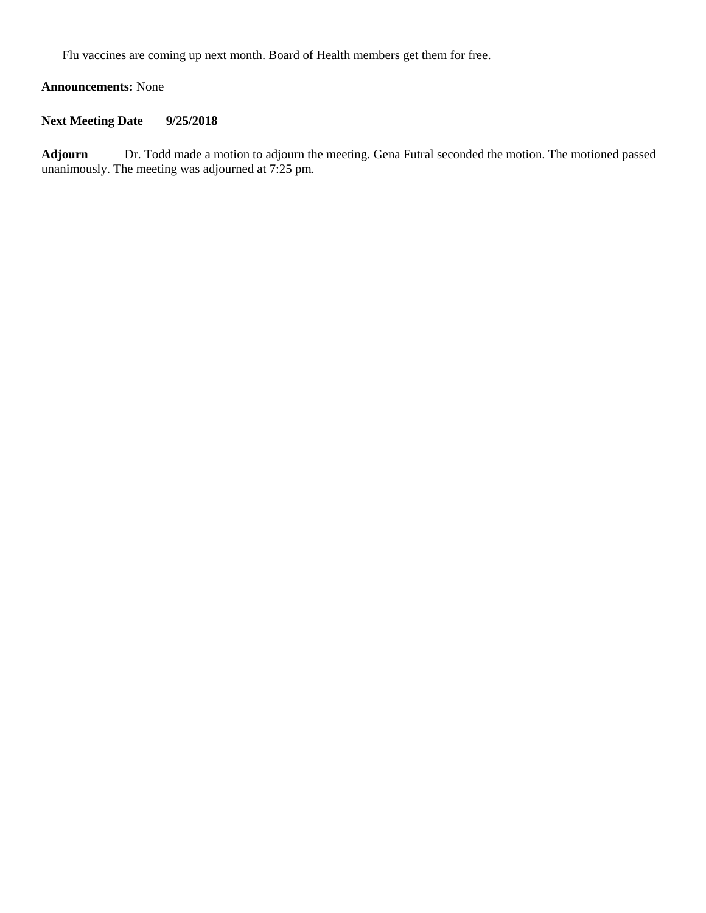Flu vaccines are coming up next month. Board of Health members get them for free.

**Announcements:** None

**Next Meeting Date 9/25/2018**

**Adjourn** Dr. Todd made a motion to adjourn the meeting. Gena Futral seconded the motion. The motioned passed unanimously. The meeting was adjourned at 7:25 pm.